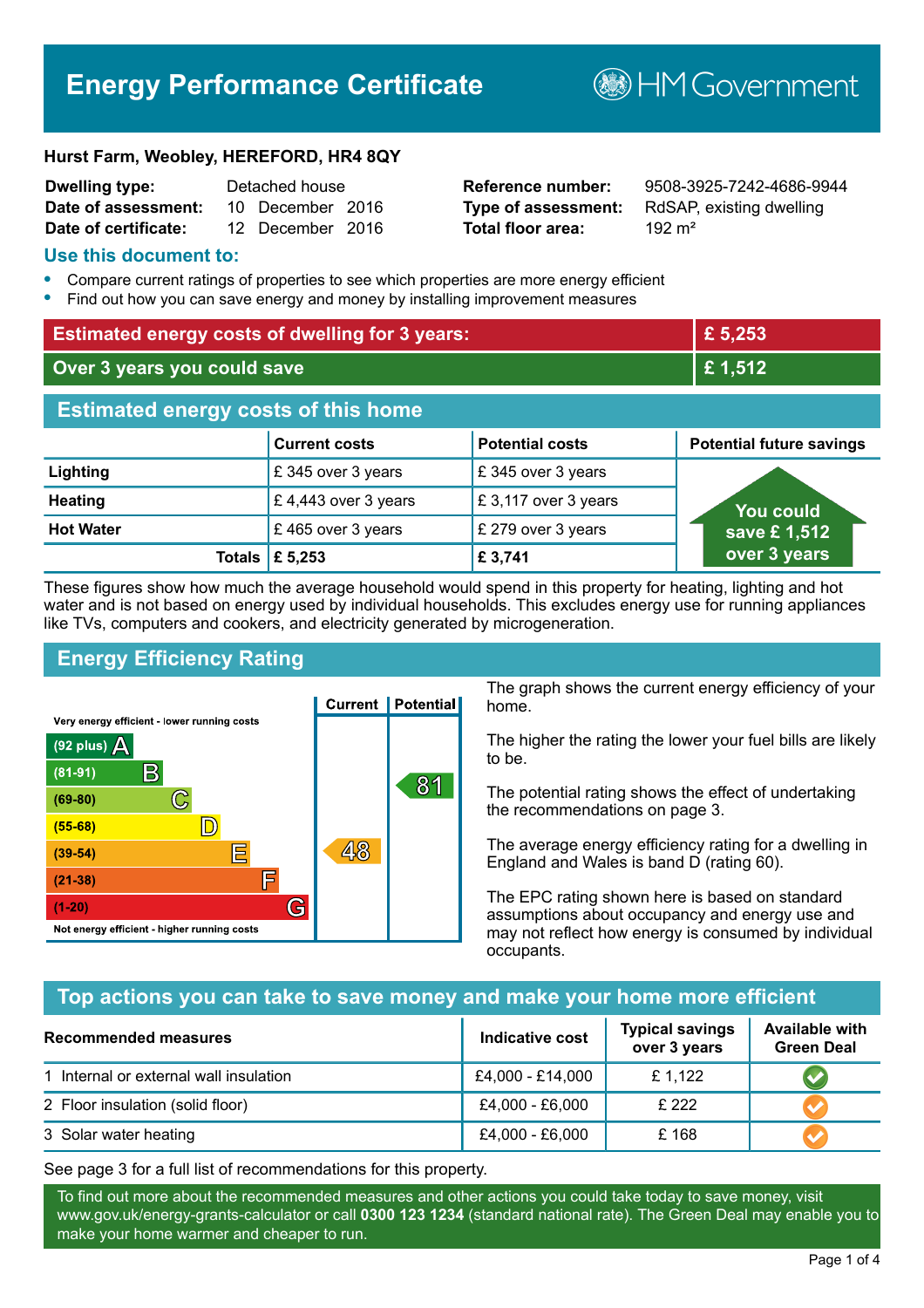# Energy Performance Certificate

HM Government

**Hurst Farm, Weobley, HEREFORD, HR4 8QY**

| | | | |
|---|---|---|---|
| **Dwelling type:** | Detached house | **Reference number:** | 9508-3925-7242-4686-9944 |
| **Date of assessment:** | 10 December 2016 | **Type of assessment:** | RdSAP, existing dwelling |
| **Date of certificate:** | 12 December 2016 | **Total floor area:** | 192 m² |

## Use this document to:

- Compare current ratings of properties to see which properties are more energy efficient
- Find out how you can save energy and money by installing improvement measures

| | |
|---|---|
| **Estimated energy costs of dwelling for 3 years:** | **£ 5,253** |
| **Over 3 years you could save** | **£ 1,512** |

## Estimated energy costs of this home

| | Current costs | Potential costs | Potential future savings |
|---|---|---|---|
| **Lighting** | £ 345 over 3 years | £ 345 over 3 years | You could save £ 1,512 over 3 years |
| **Heating** | £ 4,443 over 3 years | £ 3,117 over 3 years | |
| **Hot Water** | £ 465 over 3 years | £ 279 over 3 years | |
| **Totals** | **£ 5,253** | **£ 3,741** | |

These figures show how much the average household would spend in this property for heating, lighting and hot water and is not based on energy used by individual households. This excludes energy use for running appliances like TVs, computers and cookers, and electricity generated by microgeneration.

## Energy Efficiency Rating

| Rating band | Current | Potential |
|---|---|---|
| Very energy efficient - lower running costs | | |
| (92 plus) A | | |
| (81-91) B | | 81 |
| (69-80) C | | |
| (55-68) D | | |
| (39-54) E | 48 | |
| (21-38) F | | |
| (1-20) G | | |
| Not energy efficient - higher running costs | | |

The graph shows the current energy efficiency of your home.

The higher the rating the lower your fuel bills are likely to be.

The potential rating shows the effect of undertaking the recommendations on page 3.

The average energy efficiency rating for a dwelling in England and Wales is band D (rating 60).

The EPC rating shown here is based on standard assumptions about occupancy and energy use and may not reflect how energy is consumed by individual occupants.

## Top actions you can take to save money and make your home more efficient

| Recommended measures | Indicative cost | Typical savings over 3 years | Available with Green Deal |
|---|---|---|---|
| 1 Internal or external wall insulation | £4,000 - £14,000 | £ 1,122 | ✔ |
| 2 Floor insulation (solid floor) | £4,000 - £6,000 | £ 222 | ✔ |
| 3 Solar water heating | £4,000 - £6,000 | £ 168 | ✔ |

See page 3 for a full list of recommendations for this property.

To find out more about the recommended measures and other actions you could take today to save money, visit www.gov.uk/energy-grants-calculator or call **0300 123 1234** (standard national rate). The Green Deal may enable you to make your home warmer and cheaper to run.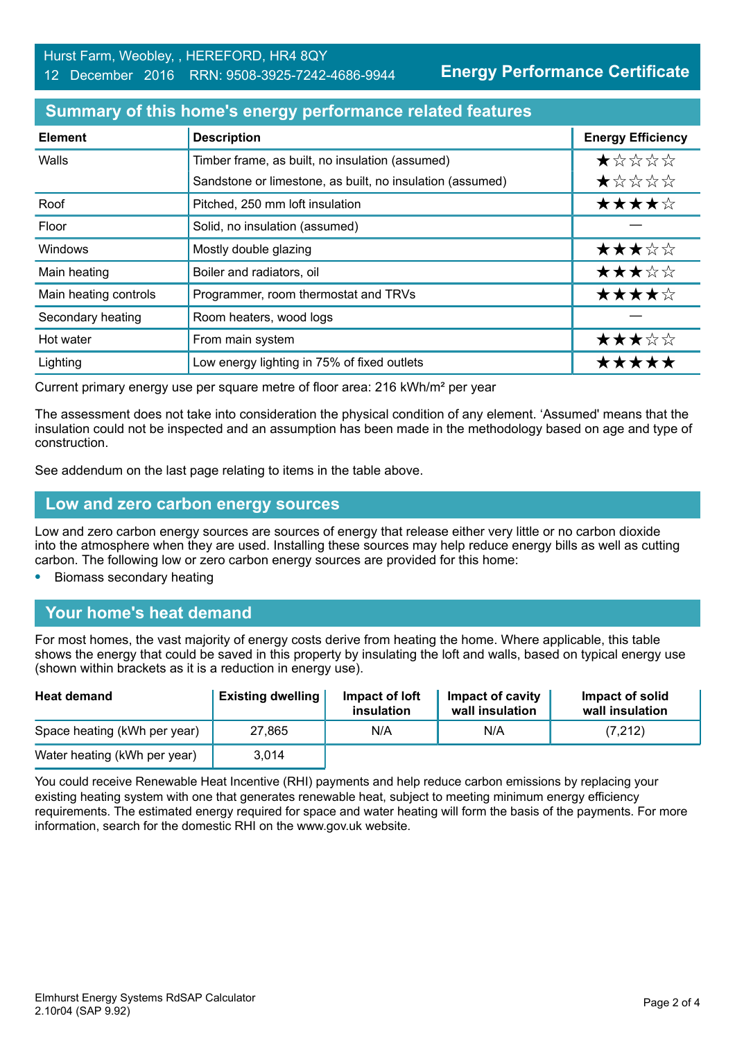Hurst Farm, Weobley, , HEREFORD, HR4 8QY
12 December 2016 RRN: 9508-3925-7242-4686-9944

**Energy Performance Certificate**

## Summary of this home's energy performance related features

| Element | Description | Energy Efficiency |
|---|---|---|
| Walls | Timber frame, as built, no insulation (assumed) | ★☆☆☆☆ |
| | Sandstone or limestone, as built, no insulation (assumed) | ★☆☆☆☆ |
| Roof | Pitched, 250 mm loft insulation | ★★★★☆ |
| Floor | Solid, no insulation (assumed) | — |
| Windows | Mostly double glazing | ★★★☆☆ |
| Main heating | Boiler and radiators, oil | ★★★☆☆ |
| Main heating controls | Programmer, room thermostat and TRVs | ★★★★☆ |
| Secondary heating | Room heaters, wood logs | — |
| Hot water | From main system | ★★★☆☆ |
| Lighting | Low energy lighting in 75% of fixed outlets | ★★★★★ |

Current primary energy use per square metre of floor area: 216 kWh/m² per year

The assessment does not take into consideration the physical condition of any element. 'Assumed' means that the insulation could not be inspected and an assumption has been made in the methodology based on age and type of construction.

See addendum on the last page relating to items in the table above.

## Low and zero carbon energy sources

Low and zero carbon energy sources are sources of energy that release either very little or no carbon dioxide into the atmosphere when they are used. Installing these sources may help reduce energy bills as well as cutting carbon. The following low or zero carbon energy sources are provided for this home:

- Biomass secondary heating

## Your home's heat demand

For most homes, the vast majority of energy costs derive from heating the home. Where applicable, this table shows the energy that could be saved in this property by insulating the loft and walls, based on typical energy use (shown within brackets as it is a reduction in energy use).

| Heat demand | Existing dwelling | Impact of loft insulation | Impact of cavity wall insulation | Impact of solid wall insulation |
|---|---|---|---|---|
| Space heating (kWh per year) | 27,865 | N/A | N/A | (7,212) |
| Water heating (kWh per year) | 3,014 | | | |

You could receive Renewable Heat Incentive (RHI) payments and help reduce carbon emissions by replacing your existing heating system with one that generates renewable heat, subject to meeting minimum energy efficiency requirements. The estimated energy required for space and water heating will form the basis of the payments. For more information, search for the domestic RHI on the www.gov.uk website.

Elmhurst Energy Systems RdSAP Calculator
2.10r04 (SAP 9.92)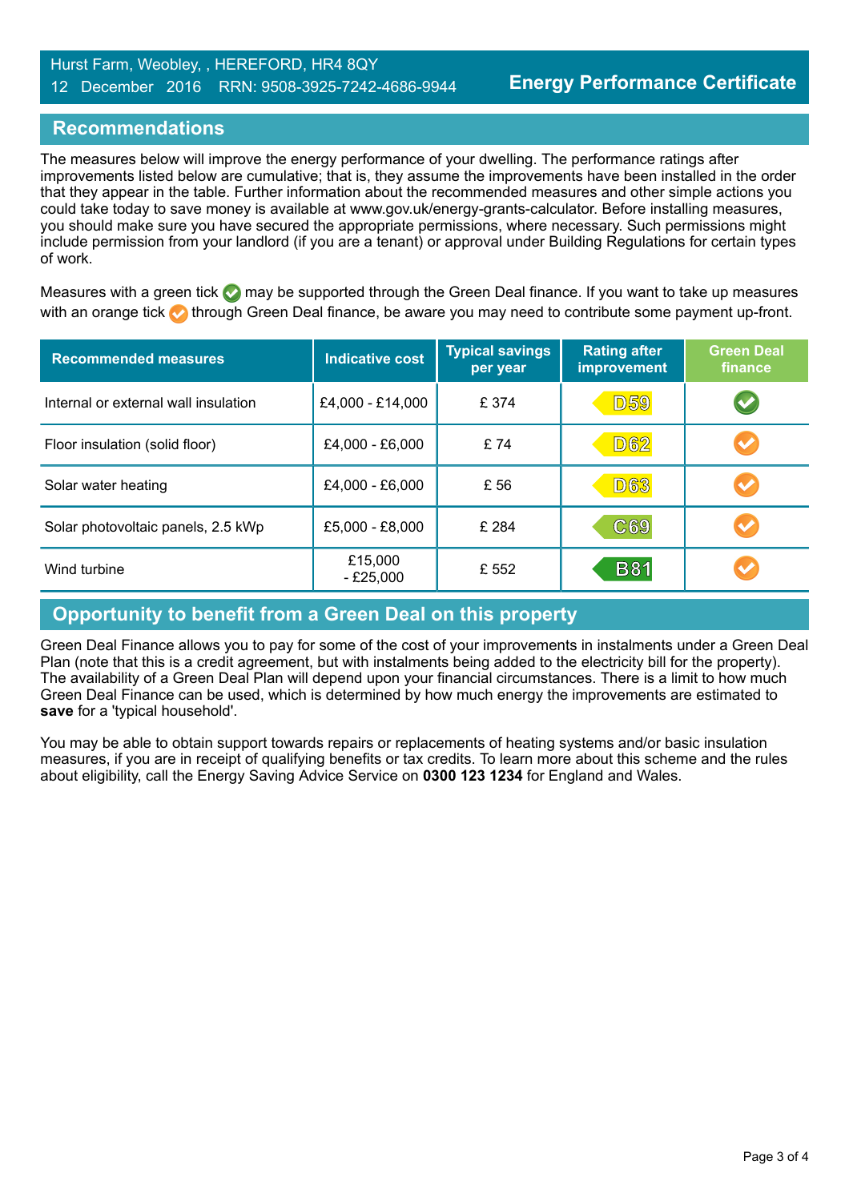Hurst Farm, Weobley, , HEREFORD, HR4 8QY
12 December 2016 RRN: 9508-3925-7242-4686-9944

**Energy Performance Certificate**

## Recommendations

The measures below will improve the energy performance of your dwelling. The performance ratings after improvements listed below are cumulative; that is, they assume the improvements have been installed in the order that they appear in the table. Further information about the recommended measures and other simple actions you could take today to save money is available at www.gov.uk/energy-grants-calculator. Before installing measures, you should make sure you have secured the appropriate permissions, where necessary. Such permissions might include permission from your landlord (if you are a tenant) or approval under Building Regulations for certain types of work.

Measures with a green tick ✔ may be supported through the Green Deal finance. If you want to take up measures with an orange tick ✔ through Green Deal finance, be aware you may need to contribute some payment up-front.

| Recommended measures | Indicative cost | Typical savings per year | Rating after improvement | Green Deal finance |
|---|---|---|---|---|
| Internal or external wall insulation | £4,000 - £14,000 | £ 374 | D59 | ✔ (green) |
| Floor insulation (solid floor) | £4,000 - £6,000 | £ 74 | D62 | ✔ (orange) |
| Solar water heating | £4,000 - £6,000 | £ 56 | D63 | ✔ (orange) |
| Solar photovoltaic panels, 2.5 kWp | £5,000 - £8,000 | £ 284 | C69 | ✔ (orange) |
| Wind turbine | £15,000 - £25,000 | £ 552 | B81 | ✔ (orange) |

## Opportunity to benefit from a Green Deal on this property

Green Deal Finance allows you to pay for some of the cost of your improvements in instalments under a Green Deal Plan (note that this is a credit agreement, but with instalments being added to the electricity bill for the property). The availability of a Green Deal Plan will depend upon your financial circumstances. There is a limit to how much Green Deal Finance can be used, which is determined by how much energy the improvements are estimated to **save** for a 'typical household'.

You may be able to obtain support towards repairs or replacements of heating systems and/or basic insulation measures, if you are in receipt of qualifying benefits or tax credits. To learn more about this scheme and the rules about eligibility, call the Energy Saving Advice Service on **0300 123 1234** for England and Wales.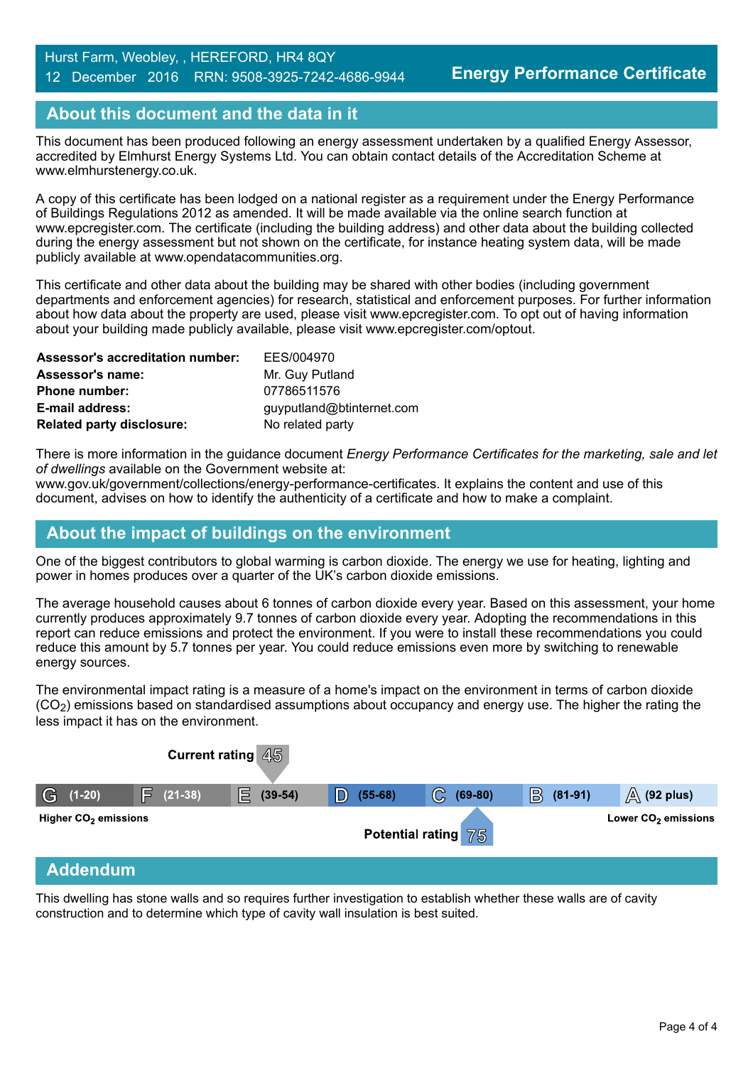Hurst Farm, Weobley, , HEREFORD, HR4 8QY
12 December 2016 RRN: 9508-3925-7242-4686-9944

**Energy Performance Certificate**

## About this document and the data in it

This document has been produced following an energy assessment undertaken by a qualified Energy Assessor, accredited by Elmhurst Energy Systems Ltd. You can obtain contact details of the Accreditation Scheme at www.elmhurstenergy.co.uk.

A copy of this certificate has been lodged on a national register as a requirement under the Energy Performance of Buildings Regulations 2012 as amended. It will be made available via the online search function at www.epcregister.com. The certificate (including the building address) and other data about the building collected during the energy assessment but not shown on the certificate, for instance heating system data, will be made publicly available at www.opendatacommunities.org.

This certificate and other data about the building may be shared with other bodies (including government departments and enforcement agencies) for research, statistical and enforcement purposes. For further information about how data about the property are used, please visit www.epcregister.com. To opt out of having information about your building made publicly available, please visit www.epcregister.com/optout.

| | |
|---|---|
| **Assessor's accreditation number:** | EES/004970 |
| **Assessor's name:** | Mr. Guy Putland |
| **Phone number:** | 07786511576 |
| **E-mail address:** | guyputland@btinternet.com |
| **Related party disclosure:** | No related party |

There is more information in the guidance document *Energy Performance Certificates for the marketing, sale and let of dwellings* available on the Government website at: www.gov.uk/government/collections/energy-performance-certificates. It explains the content and use of this document, advises on how to identify the authenticity of a certificate and how to make a complaint.

## About the impact of buildings on the environment

One of the biggest contributors to global warming is carbon dioxide. The energy we use for heating, lighting and power in homes produces over a quarter of the UK's carbon dioxide emissions.

The average household causes about 6 tonnes of carbon dioxide every year. Based on this assessment, your home currently produces approximately 9.7 tonnes of carbon dioxide every year. Adopting the recommendations in this report can reduce emissions and protect the environment. If you were to install these recommendations you could reduce this amount by 5.7 tonnes per year. You could reduce emissions even more by switching to renewable energy sources.

The environmental impact rating is a measure of a home's impact on the environment in terms of carbon dioxide ($CO_2$) emissions based on standardised assumptions about occupancy and energy use. The higher the rating the less impact it has on the environment.

Current rating 45

G (1-20)
F (21-38)
E (39-54)
D (55-68)
C (69-80)
B (81-91)
A (92 plus)

Higher $CO_2$ emissions
Lower $CO_2$ emissions

Potential rating 75

## Addendum

This dwelling has stone walls and so requires further investigation to establish whether these walls are of cavity construction and to determine which type of cavity wall insulation is best suited.